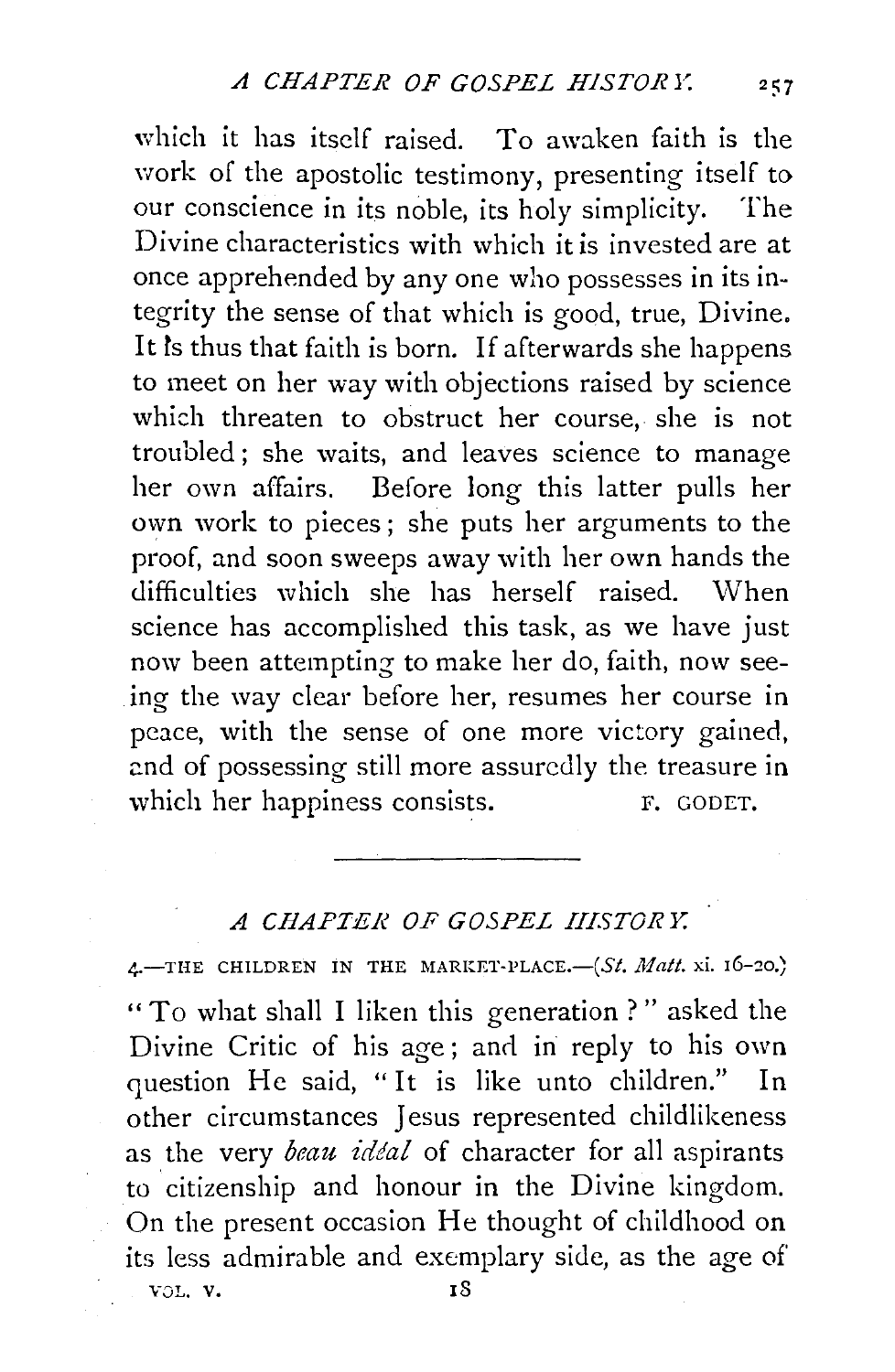which it has itself raised. To awaken faith is the work of the apostolic testimony, presenting itself to our conscience in its noble, its holy simplicity. The Divine characteristics with which it is invested are at once apprehended by any one who possesses in its integrity the sense of that which is good, true, Divine. It is thus that faith is born. If afterwards she happens to meet on her way with objections raised by science which threaten to obstruct her course, she is not troubled; she waits, and leaves science to manage her own affairs. Before long this latter pulls her own work to pieces; she puts her arguments to the proof, and soon sweeps away with her own hands the difficulties which she has herself raised. When science has accomplished this task, as we have just now been attempting to make her do, faith, now seeing the way clear before her, resumes her course in peace, with the sense of one more victory gained, and of possessing still more assuredly the treasure in which her happiness consists.

F. GODET.

---

## *A CHAPTER OF GOSPEL HISTORY.*

4.—THE CHILDREN IN THE MARKET-PLACE.—(*St. Matt.* xi. 16–20.)

"To what shall I liken this generation?" asked the Divine Critic of his age; and in reply to his own question He said, "It is like unto children." In other circumstances Jesus represented childlikeness as the very *beau idéal* of character for all aspirants to citizenship and honour in the Divine kingdom. On the present occasion He thought of childhood on its less admirable and exemplary side, as the age of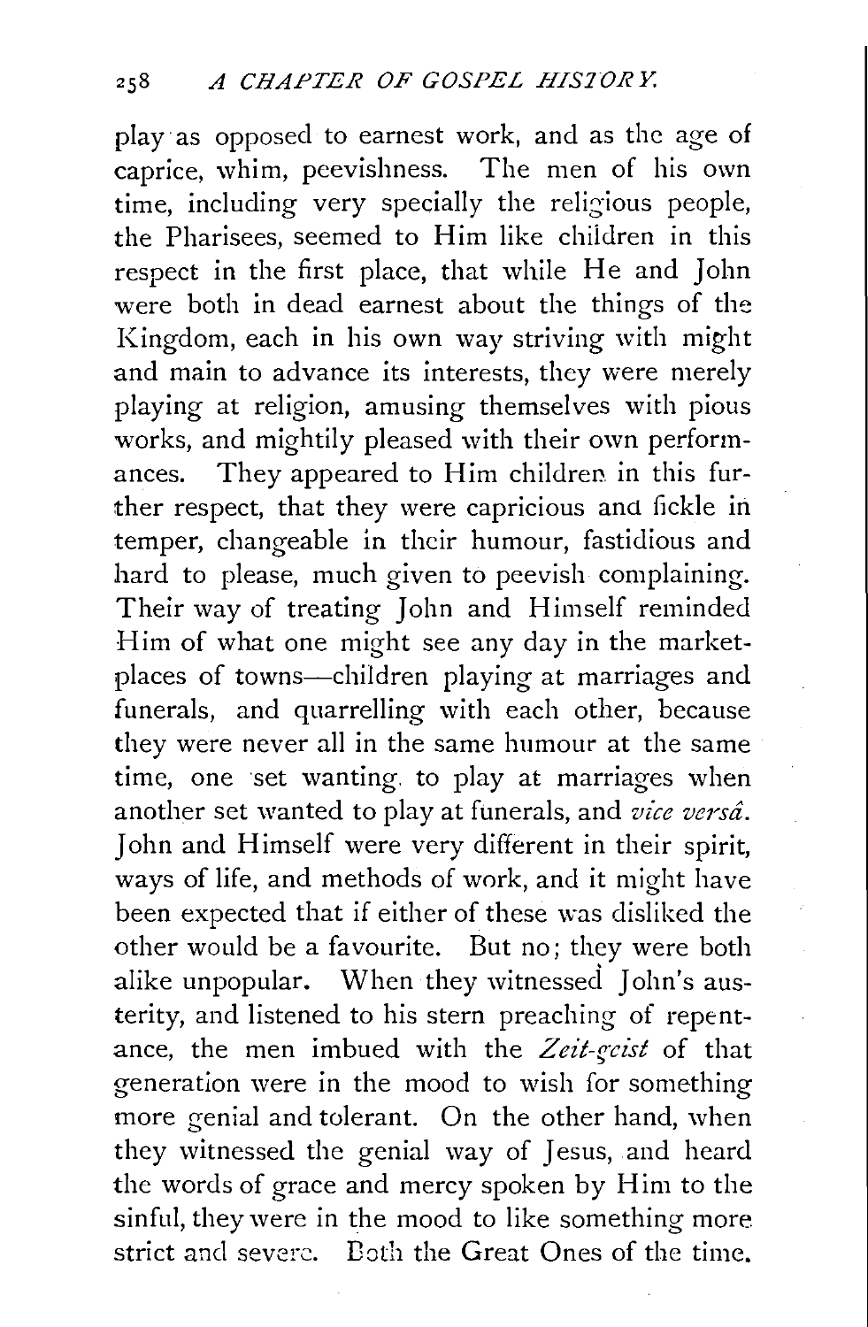play as opposed to earnest work, and as the age of caprice, whim, peevishness. The men of his own time, including very specially the religious people, the Pharisees, seemed to Him like children in this respect in the first place, that while He and John were both in dead earnest about the things of the Kingdom, each in his own way striving with might and main to advance its interests, they were merely playing at religion, amusing themselves with pious works, and mightily pleased with their own performances. They appeared to Him children in this further respect, that they were capricious and fickle in temper, changeable in their humour, fastidious and hard to please, much given to peevish complaining. Their way of treating John and Himself reminded Him of what one might see any day in the market-places of towns—children playing at marriages and funerals, and quarrelling with each other, because they were never all in the same humour at the same time, one set wanting to play at marriages when another set wanted to play at funerals, and *vice versâ*. John and Himself were very different in their spirit, ways of life, and methods of work, and it might have been expected that if either of these was disliked the other would be a favourite. But no; they were both alike unpopular. When they witnessed John's austerity, and listened to his stern preaching of repentance, the men imbued with the *Zeit-geist* of that generation were in the mood to wish for something more genial and tolerant. On the other hand, when they witnessed the genial way of Jesus, and heard the words of grace and mercy spoken by Him to the sinful, they were in the mood to like something more strict and severe. Both the Great Ones of the time.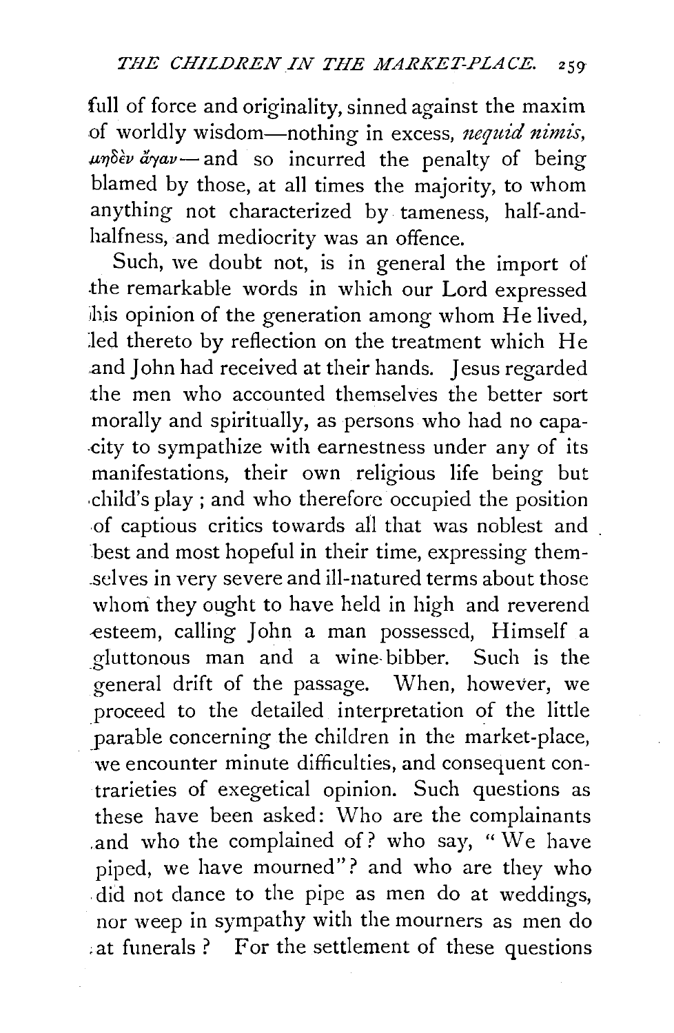full of force and originality, sinned against the maxim of worldly wisdom—nothing in excess, *nequid nimis*, μηδὲν ἄγαν—and so incurred the penalty of being blamed by those, at all times the majority, to whom anything not characterized by tameness, half-and-halfness, and mediocrity was an offence.

Such, we doubt not, is in general the import of the remarkable words in which our Lord expressed his opinion of the generation among whom He lived, led thereto by reflection on the treatment which He and John had received at their hands. Jesus regarded the men who accounted themselves the better sort morally and spiritually, as persons who had no capacity to sympathize with earnestness under any of its manifestations, their own religious life being but child's play; and who therefore occupied the position of captious critics towards all that was noblest and best and most hopeful in their time, expressing themselves in very severe and ill-natured terms about those whom they ought to have held in high and reverend esteem, calling John a man possessed, Himself a gluttonous man and a wine-bibber. Such is the general drift of the passage. When, however, we proceed to the detailed interpretation of the little parable concerning the children in the market-place, we encounter minute difficulties, and consequent contrarieties of exegetical opinion. Such questions as these have been asked: Who are the complainants and who the complained of? who say, "We have piped, we have mourned"? and who are they who did not dance to the pipe as men do at weddings, nor weep in sympathy with the mourners as men do at funerals? For the settlement of these questions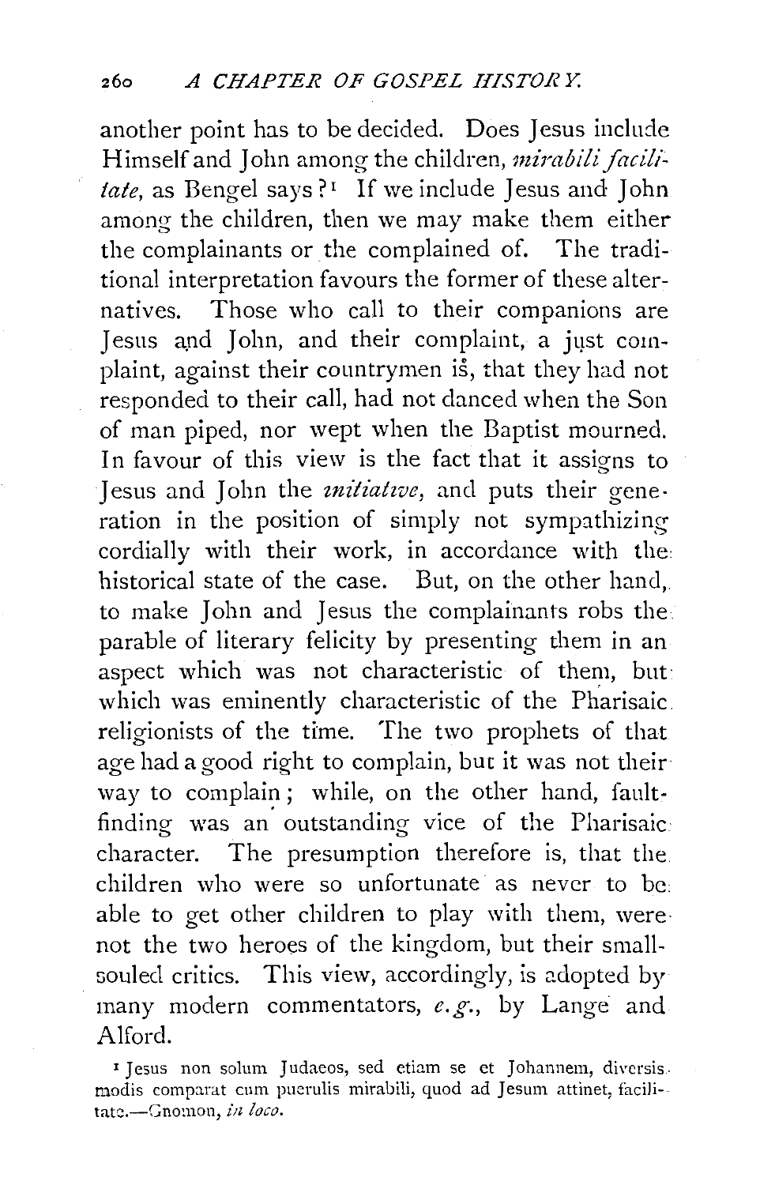another point has to be decided. Does Jesus include Himself and John among the children, *mirabili facilitate*, as Bengel says?[1] If we include Jesus and John among the children, then we may make them either the complainants or the complained of. The traditional interpretation favours the former of these alternatives. Those who call to their companions are Jesus and John, and their complaint, a just complaint, against their countrymen is, that they had not responded to their call, had not danced when the Son of man piped, nor wept when the Baptist mourned. In favour of this view is the fact that it assigns to Jesus and John the *initiative*, and puts their generation in the position of simply not sympathizing cordially with their work, in accordance with the historical state of the case. But, on the other hand, to make John and Jesus the complainants robs the parable of literary felicity by presenting them in an aspect which was not characteristic of them, but which was eminently characteristic of the Pharisaic religionists of the time. The two prophets of that age had a good right to complain, but it was not their way to complain; while, on the other hand, fault-finding was an outstanding vice of the Pharisaic character. The presumption therefore is, that the children who were so unfortunate as never to be able to get other children to play with them, were not the two heroes of the kingdom, but their small-souled critics. This view, accordingly, is adopted by many modern commentators, *e.g.*, by Lange and Alford.

[1] Jesus non solum Judaeos, sed etiam se et Johannem, diversis modis comparat cum puerulis mirabili, quod ad Jesum attinet, facilitate.—Gnomon, *in loco*.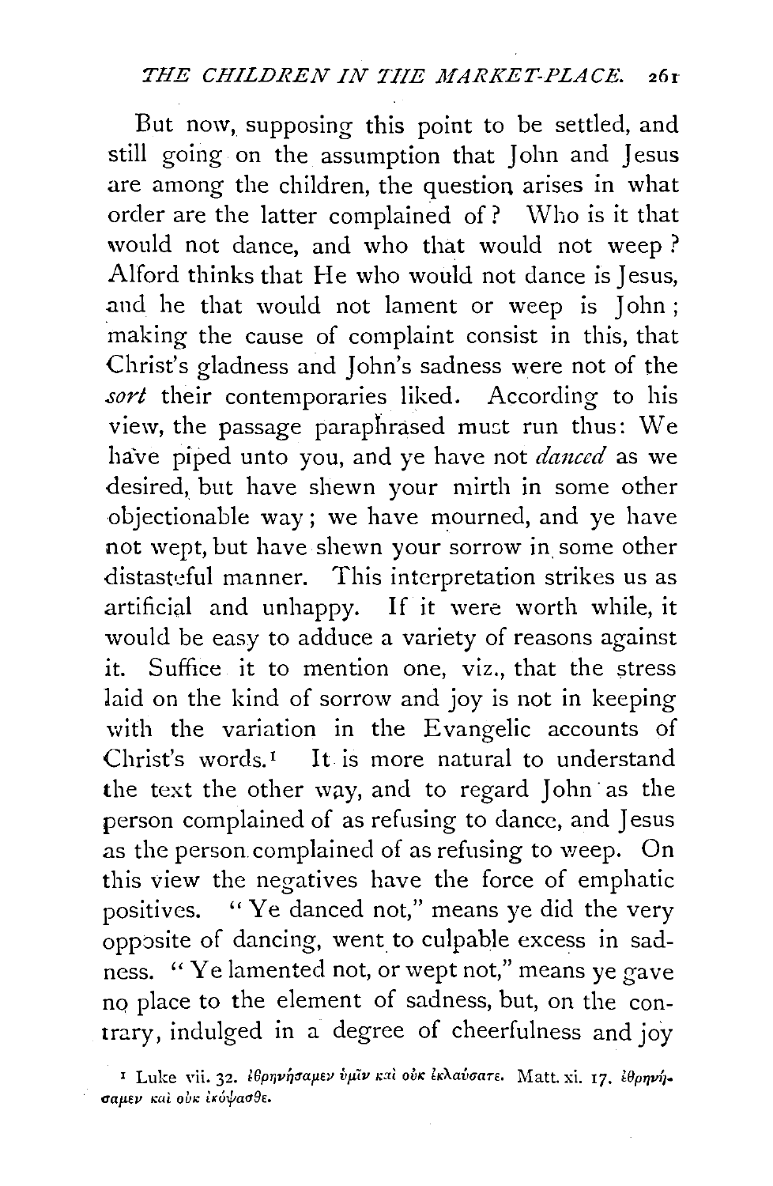But now, supposing this point to be settled, and still going on the assumption that John and Jesus are among the children, the question arises in what order are the latter complained of? Who is it that would not dance, and who that would not weep? Alford thinks that He who would not dance is Jesus, and he that would not lament or weep is John; making the cause of complaint consist in this, that Christ's gladness and John's sadness were not of the *sort* their contemporaries liked. According to his view, the passage paraphrased must run thus: We have piped unto you, and ye have not *danced* as we desired, but have shewn your mirth in some other objectionable way; we have mourned, and ye have not wept, but have shewn your sorrow in some other distasteful manner. This interpretation strikes us as artificial and unhappy. If it were worth while, it would be easy to adduce a variety of reasons against it. Suffice it to mention one, viz., that the stress laid on the kind of sorrow and joy is not in keeping with the variation in the Evangelic accounts of Christ's words.[1] It is more natural to understand the text the other way, and to regard John as the person complained of as refusing to dance, and Jesus as the person complained of as refusing to weep. On this view the negatives have the force of emphatic positives. "Ye danced not," means ye did the very opposite of dancing, went to culpable excess in sadness. "Ye lamented not, or wept not," means ye gave no place to the element of sadness, but, on the contrary, indulged in a degree of cheerfulness and joy

[1] Luke vii. 32. ἐθρηνήσαμεν ὑμῖν καὶ οὐκ ἐκλαύσατε. Matt. xi. 17. ἐθρηνήσαμεν καὶ οὐκ ἐκόψασθε.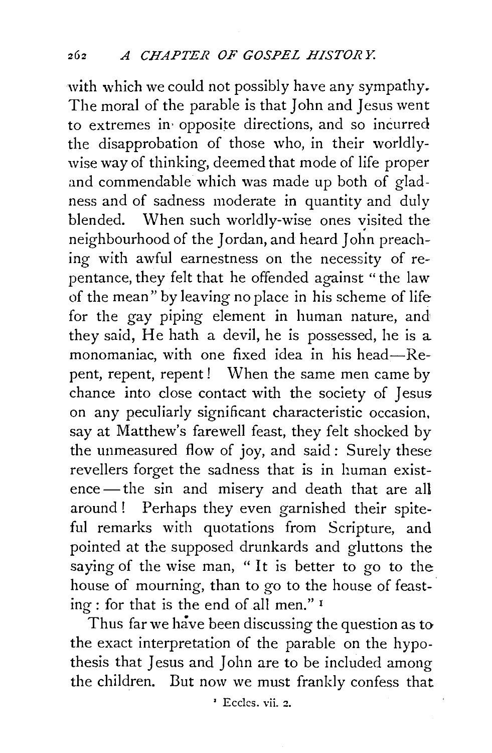with which we could not possibly have any sympathy. The moral of the parable is that John and Jesus went to extremes in opposite directions, and so incurred the disapprobation of those who, in their worldly-wise way of thinking, deemed that mode of life proper and commendable which was made up both of gladness and of sadness moderate in quantity and duly blended. When such worldly-wise ones visited the neighbourhood of the Jordan, and heard John preaching with awful earnestness on the necessity of repentance, they felt that he offended against "the law of the mean" by leaving no place in his scheme of life for the gay piping element in human nature, and they said, He hath a devil, he is possessed, he is a monomaniac, with one fixed idea in his head—Repent, repent, repent! When the same men came by chance into close contact with the society of Jesus on any peculiarly significant characteristic occasion, say at Matthew's farewell feast, they felt shocked by the unmeasured flow of joy, and said: Surely these revellers forget the sadness that is in human existence — the sin and misery and death that are all around! Perhaps they even garnished their spiteful remarks with quotations from Scripture, and pointed at the supposed drunkards and gluttons the saying of the wise man, "It is better to go to the house of mourning, than to go to the house of feasting: for that is the end of all men." [1]

Thus far we have been discussing the question as to the exact interpretation of the parable on the hypothesis that Jesus and John are to be included among the children. But now we must frankly confess that

[1] Eccles. vii. 2.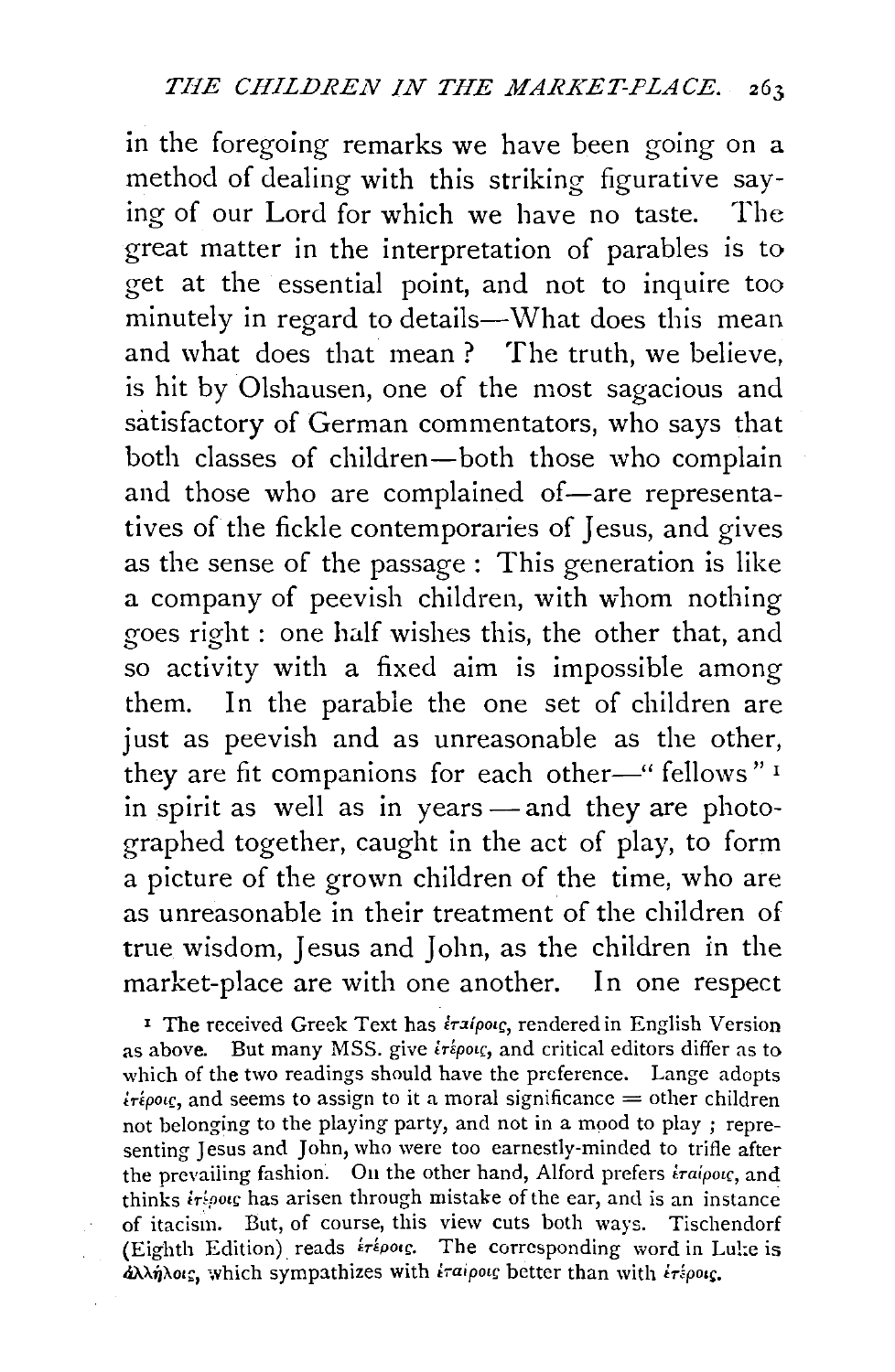in the foregoing remarks we have been going on a method of dealing with this striking figurative saying of our Lord for which we have no taste. The great matter in the interpretation of parables is to get at the essential point, and not to inquire too minutely in regard to details—What does this mean and what does that mean? The truth, we believe, is hit by Olshausen, one of the most sagacious and satisfactory of German commentators, who says that both classes of children—both those who complain and those who are complained of—are representatives of the fickle contemporaries of Jesus, and gives as the sense of the passage: This generation is like a company of peevish children, with whom nothing goes right: one half wishes this, the other that, and so activity with a fixed aim is impossible among them. In the parable the one set of children are just as peevish and as unreasonable as the other, they are fit companions for each other—"fellows"[1] in spirit as well as in years—and they are photographed together, caught in the act of play, to form a picture of the grown children of the time, who are as unreasonable in their treatment of the children of true wisdom, Jesus and John, as the children in the market-place are with one another. In one respect

[1] The received Greek Text has ἑταίροις, rendered in English Version as above. But many MSS. give ἑτέροις, and critical editors differ as to which of the two readings should have the preference. Lange adopts ἑτέροις, and seems to assign to it a moral significance = other children not belonging to the playing party, and not in a mood to play; representing Jesus and John, who were too earnestly-minded to trifle after the prevailing fashion. On the other hand, Alford prefers ἑταίροις, and thinks ἑτέροις has arisen through mistake of the ear, and is an instance of itacism. But, of course, this view cuts both ways. Tischendorf (Eighth Edition) reads ἑτέροις. The corresponding word in Luke is ἀλλήλοις, which sympathizes with ἑταίροις better than with ἑτέροις.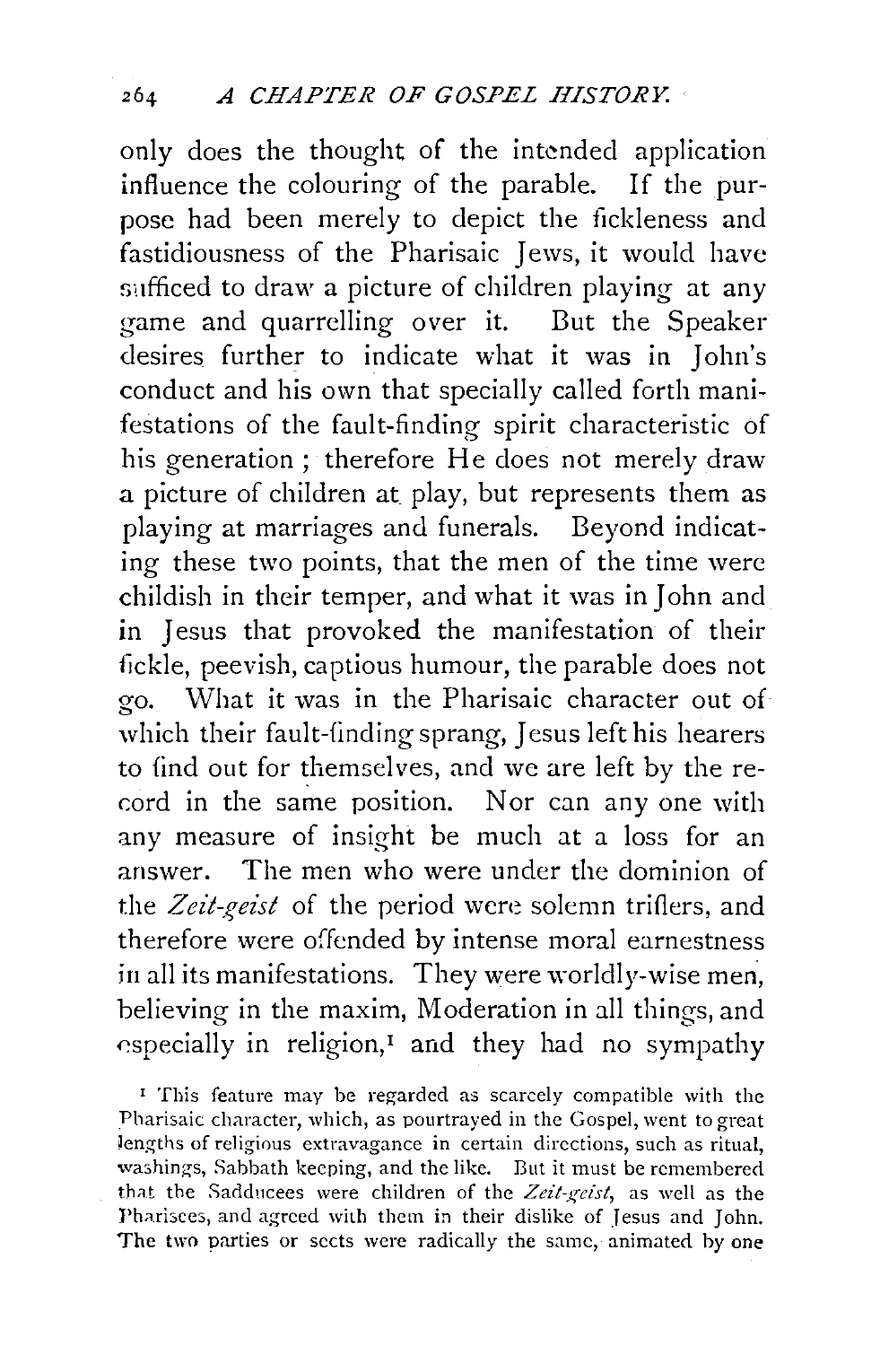only does the thought of the intended application influence the colouring of the parable. If the purpose had been merely to depict the fickleness and fastidiousness of the Pharisaic Jews, it would have sufficed to draw a picture of children playing at any game and quarrelling over it. But the Speaker desires further to indicate what it was in John's conduct and his own that specially called forth manifestations of the fault-finding spirit characteristic of his generation; therefore He does not merely draw a picture of children at play, but represents them as playing at marriages and funerals. Beyond indicating these two points, that the men of the time were childish in their temper, and what it was in John and in Jesus that provoked the manifestation of their fickle, peevish, captious humour, the parable does not go. What it was in the Pharisaic character out of which their fault-finding sprang, Jesus left his hearers to find out for themselves, and we are left by the record in the same position. Nor can any one with any measure of insight be much at a loss for an answer. The men who were under the dominion of the *Zeit-geist* of the period were solemn triflers, and therefore were offended by intense moral earnestness in all its manifestations. They were worldly-wise men, believing in the maxim, Moderation in all things, and especially in religion,[1] and they had no sympathy

[1] This feature may be regarded as scarcely compatible with the Pharisaic character, which, as pourtrayed in the Gospel, went to great lengths of religious extravagance in certain directions, such as ritual, washings, Sabbath keeping, and the like. But it must be remembered that the Sadducees were children of the *Zeit-geist*, as well as the Pharisees, and agreed with them in their dislike of Jesus and John. The two parties or sects were radically the same, animated by one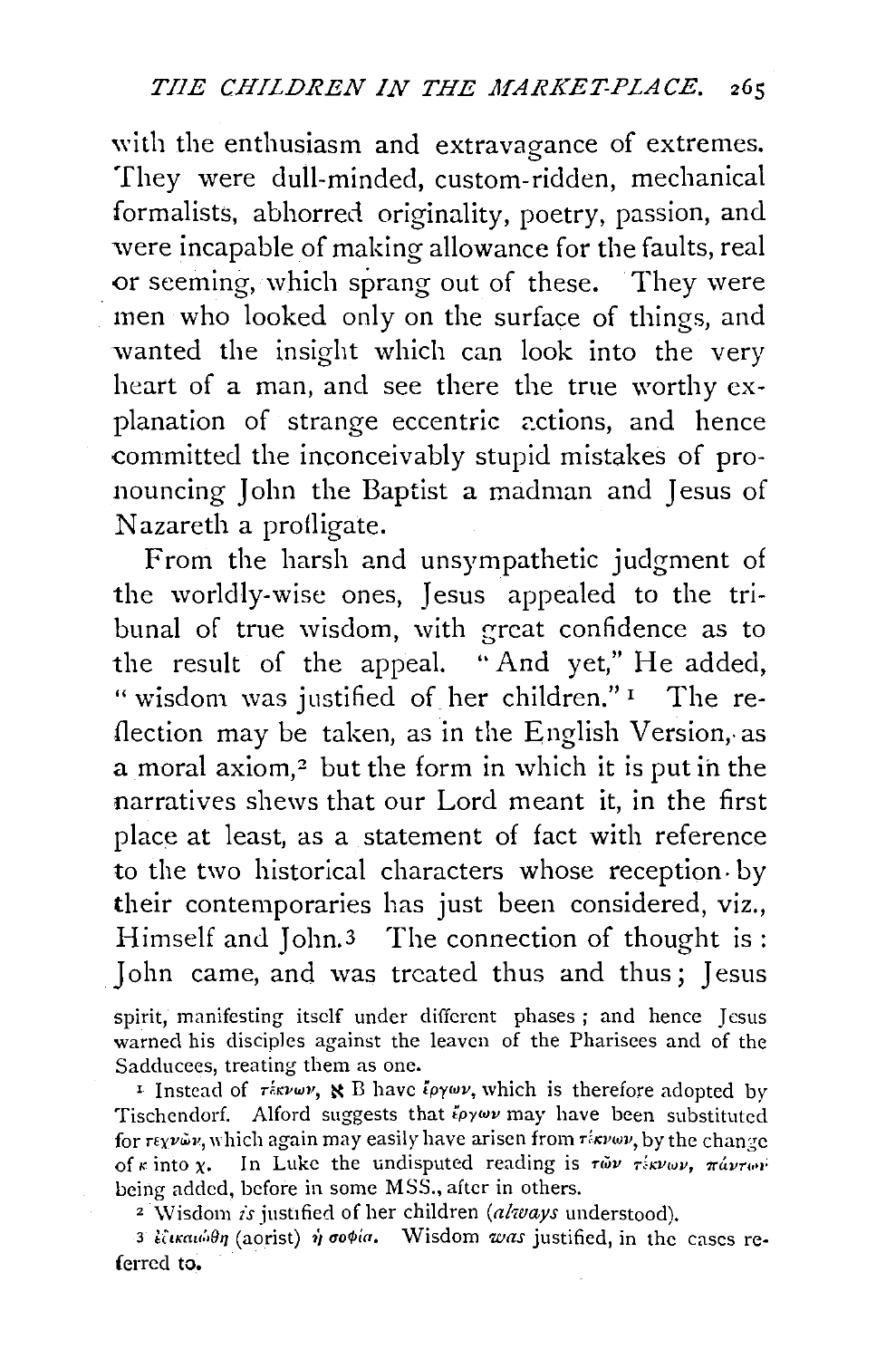with the enthusiasm and extravagance of extremes. They were dull-minded, custom-ridden, mechanical formalists, abhorred originality, poetry, passion, and were incapable of making allowance for the faults, real or seeming, which sprang out of these. They were men who looked only on the surface of things, and wanted the insight which can look into the very heart of a man, and see there the true worthy explanation of strange eccentric actions, and hence committed the inconceivably stupid mistakes of pronouncing John the Baptist a madman and Jesus of Nazareth a profligate.

From the harsh and unsympathetic judgment of the worldly-wise ones, Jesus appealed to the tribunal of true wisdom, with great confidence as to the result of the appeal. "And yet," He added, "wisdom was justified of her children."[1] The reflection may be taken, as in the English Version, as a moral axiom,[2] but the form in which it is put in the narratives shews that our Lord meant it, in the first place at least, as a statement of fact with reference to the two historical characters whose reception by their contemporaries has just been considered, viz., Himself and John.[3] The connection of thought is: John came, and was treated thus and thus; Jesus

spirit, manifesting itself under different phases; and hence Jesus warned his disciples against the leaven of the Pharisees and of the Sadducees, treating them as one.

[1] Instead of τέκνων, ℵ B have ἔργων, which is therefore adopted by Tischendorf. Alford suggests that ἔργων may have been substituted for τεχνῶν, which again may easily have arisen from τέκνων, by the change of κ into χ. In Luke the undisputed reading is τῶν τέκνων, πάντων being added, before in some MSS., after in others.

[2] Wisdom *is* justified of her children (*always* understood).

[3] ἐδικαιώθη (aorist) ἡ σοφία. Wisdom *was* justified, in the cases referred to.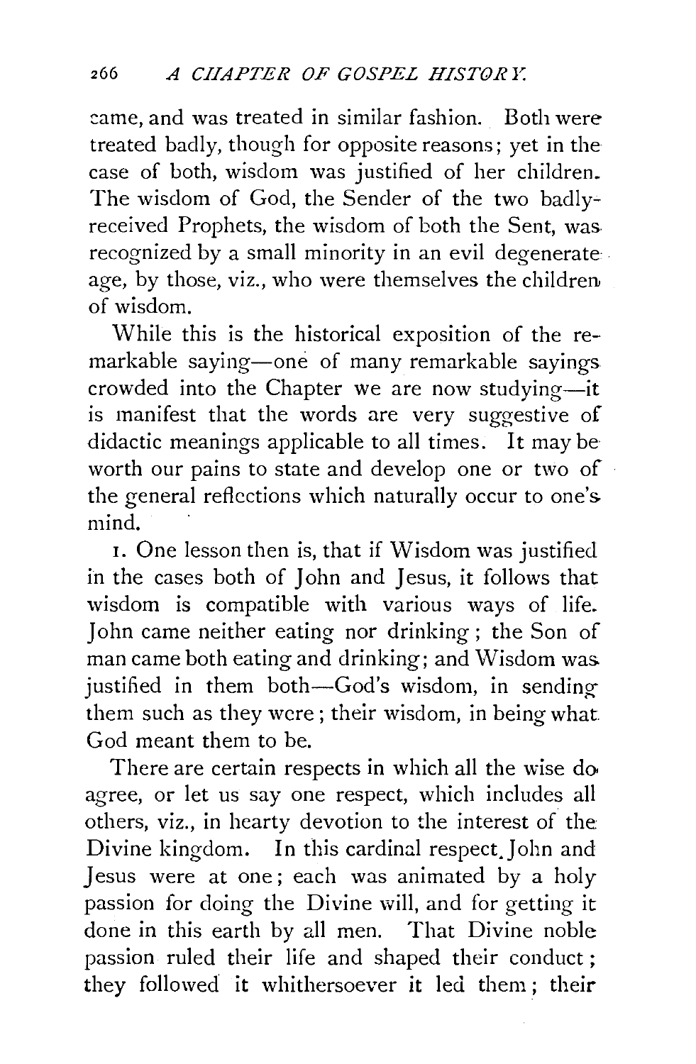came, and was treated in similar fashion. Both were treated badly, though for opposite reasons; yet in the case of both, wisdom was justified of her children. The wisdom of God, the Sender of the two badly-received Prophets, the wisdom of both the Sent, was recognized by a small minority in an evil degenerate age, by those, viz., who were themselves the children of wisdom.

While this is the historical exposition of the remarkable saying—one of many remarkable sayings crowded into the Chapter we are now studying—it is manifest that the words are very suggestive of didactic meanings applicable to all times. It may be worth our pains to state and develop one or two of the general reflections which naturally occur to one's mind.

1. One lesson then is, that if Wisdom was justified in the cases both of John and Jesus, it follows that wisdom is compatible with various ways of life. John came neither eating nor drinking; the Son of man came both eating and drinking; and Wisdom was justified in them both—God's wisdom, in sending them such as they were; their wisdom, in being what God meant them to be.

There are certain respects in which all the wise do agree, or let us say one respect, which includes all others, viz., in hearty devotion to the interest of the Divine kingdom. In this cardinal respect John and Jesus were at one; each was animated by a holy passion for doing the Divine will, and for getting it done in this earth by all men. That Divine noble passion ruled their life and shaped their conduct; they followed it whithersoever it led them; their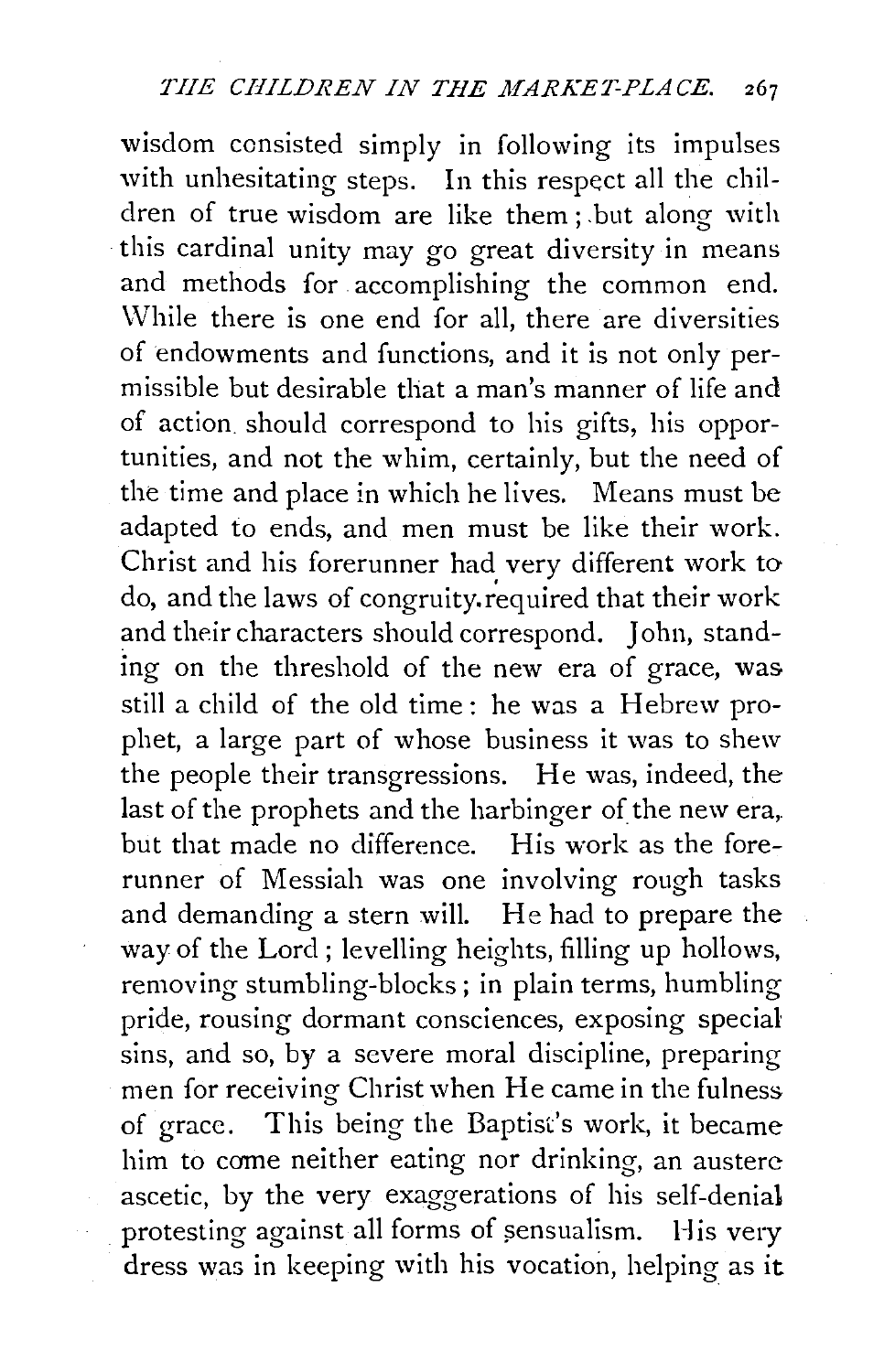wisdom consisted simply in following its impulses with unhesitating steps. In this respect all the children of true wisdom are like them; but along with this cardinal unity may go great diversity in means and methods for accomplishing the common end. While there is one end for all, there are diversities of endowments and functions, and it is not only permissible but desirable that a man's manner of life and of action should correspond to his gifts, his opportunities, and not the whim, certainly, but the need of the time and place in which he lives. Means must be adapted to ends, and men must be like their work. Christ and his forerunner had very different work to do, and the laws of congruity required that their work and their characters should correspond. John, standing on the threshold of the new era of grace, was still a child of the old time: he was a Hebrew prophet, a large part of whose business it was to shew the people their transgressions. He was, indeed, the last of the prophets and the harbinger of the new era, but that made no difference. His work as the forerunner of Messiah was one involving rough tasks and demanding a stern will. He had to prepare the way of the Lord; levelling heights, filling up hollows, removing stumbling-blocks; in plain terms, humbling pride, rousing dormant consciences, exposing special sins, and so, by a severe moral discipline, preparing men for receiving Christ when He came in the fulness of grace. This being the Baptist's work, it became him to come neither eating nor drinking, an austere ascetic, by the very exaggerations of his self-denial protesting against all forms of sensualism. His very dress was in keeping with his vocation, helping as it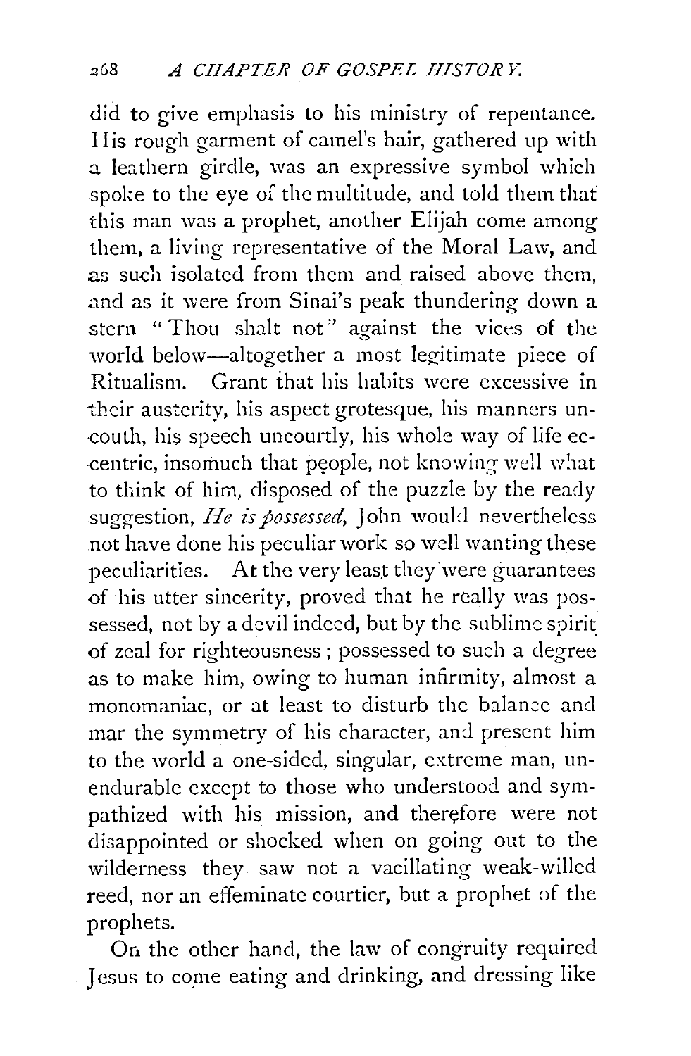did to give emphasis to his ministry of repentance. His rough garment of camel's hair, gathered up with a leathern girdle, was an expressive symbol which spoke to the eye of the multitude, and told them that this man was a prophet, another Elijah come among them, a living representative of the Moral Law, and as such isolated from them and raised above them, and as it were from Sinai's peak thundering down a stern "Thou shalt not" against the vices of the world below—altogether a most legitimate piece of Ritualism. Grant that his habits were excessive in their austerity, his aspect grotesque, his manners uncouth, his speech uncourtly, his whole way of life eccentric, insomuch that people, not knowing well what to think of him, disposed of the puzzle by the ready suggestion, *He is possessed*, John would nevertheless not have done his peculiar work so well wanting these peculiarities. At the very least they were guarantees of his utter sincerity, proved that he really was possessed, not by a devil indeed, but by the sublime spirit of zeal for righteousness; possessed to such a degree as to make him, owing to human infirmity, almost a monomaniac, or at least to disturb the balance and mar the symmetry of his character, and present him to the world a one-sided, singular, extreme man, unendurable except to those who understood and sympathized with his mission, and therefore were not disappointed or shocked when on going out to the wilderness they saw not a vacillating weak-willed reed, nor an effeminate courtier, but a prophet of the prophets.

On the other hand, the law of congruity required Jesus to come eating and drinking, and dressing like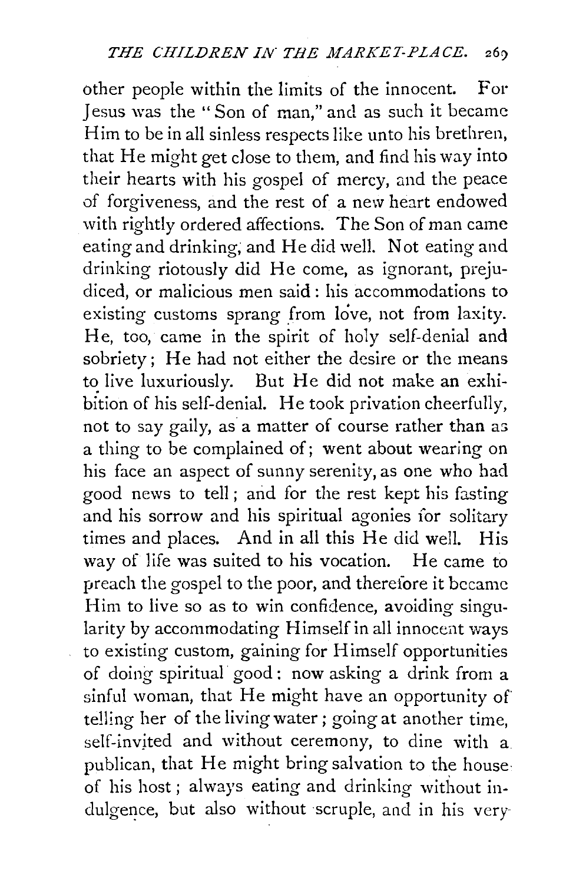other people within the limits of the innocent. For Jesus was the "Son of man," and as such it became Him to be in all sinless respects like unto his brethren, that He might get close to them, and find his way into their hearts with his gospel of mercy, and the peace of forgiveness, and the rest of a new heart endowed with rightly ordered affections. The Son of man came eating and drinking, and He did well. Not eating and drinking riotously did He come, as ignorant, prejudiced, or malicious men said: his accommodations to existing customs sprang from love, not from laxity. He, too, came in the spirit of holy self-denial and sobriety; He had not either the desire or the means to live luxuriously. But He did not make an exhibition of his self-denial. He took privation cheerfully, not to say gaily, as a matter of course rather than as a thing to be complained of; went about wearing on his face an aspect of sunny serenity, as one who had good news to tell; and for the rest kept his fasting and his sorrow and his spiritual agonies for solitary times and places. And in all this He did well. His way of life was suited to his vocation. He came to preach the gospel to the poor, and therefore it became Him to live so as to win confidence, avoiding singularity by accommodating Himself in all innocent ways to existing custom, gaining for Himself opportunities of doing spiritual good: now asking a drink from a sinful woman, that He might have an opportunity of telling her of the living water; going at another time, self-invited and without ceremony, to dine with a publican, that He might bring salvation to the house of his host; always eating and drinking without indulgence, but also without scruple, and in his very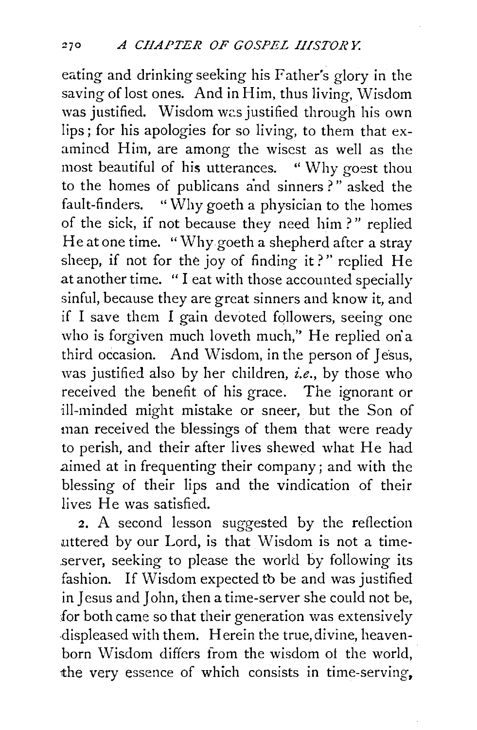eating and drinking seeking his Father's glory in the saving of lost ones. And in Him, thus living, Wisdom was justified. Wisdom was justified through his own lips; for his apologies for so living, to them that examined Him, are among the wisest as well as the most beautiful of his utterances. "Why goest thou to the homes of publicans and sinners?" asked the fault-finders. "Why goeth a physician to the homes of the sick, if not because they need him?" replied He at one time. "Why goeth a shepherd after a stray sheep, if not for the joy of finding it?" replied He at another time. "I eat with those accounted specially sinful, because they are great sinners and know it, and if I save them I gain devoted followers, seeing one who is forgiven much loveth much," He replied on a third occasion. And Wisdom, in the person of Jesus, was justified also by her children, *i.e.*, by those who received the benefit of his grace. The ignorant or ill-minded might mistake or sneer, but the Son of man received the blessings of them that were ready to perish, and their after lives shewed what He had aimed at in frequenting their company; and with the blessing of their lips and the vindication of their lives He was satisfied.

2. A second lesson suggested by the reflection uttered by our Lord, is that Wisdom is not a time-server, seeking to please the world by following its fashion. If Wisdom expected to be and was justified in Jesus and John, then a time-server she could not be, for both came so that their generation was extensively displeased with them. Herein the true, divine, heaven-born Wisdom differs from the wisdom of the world, the very essence of which consists in time-serving,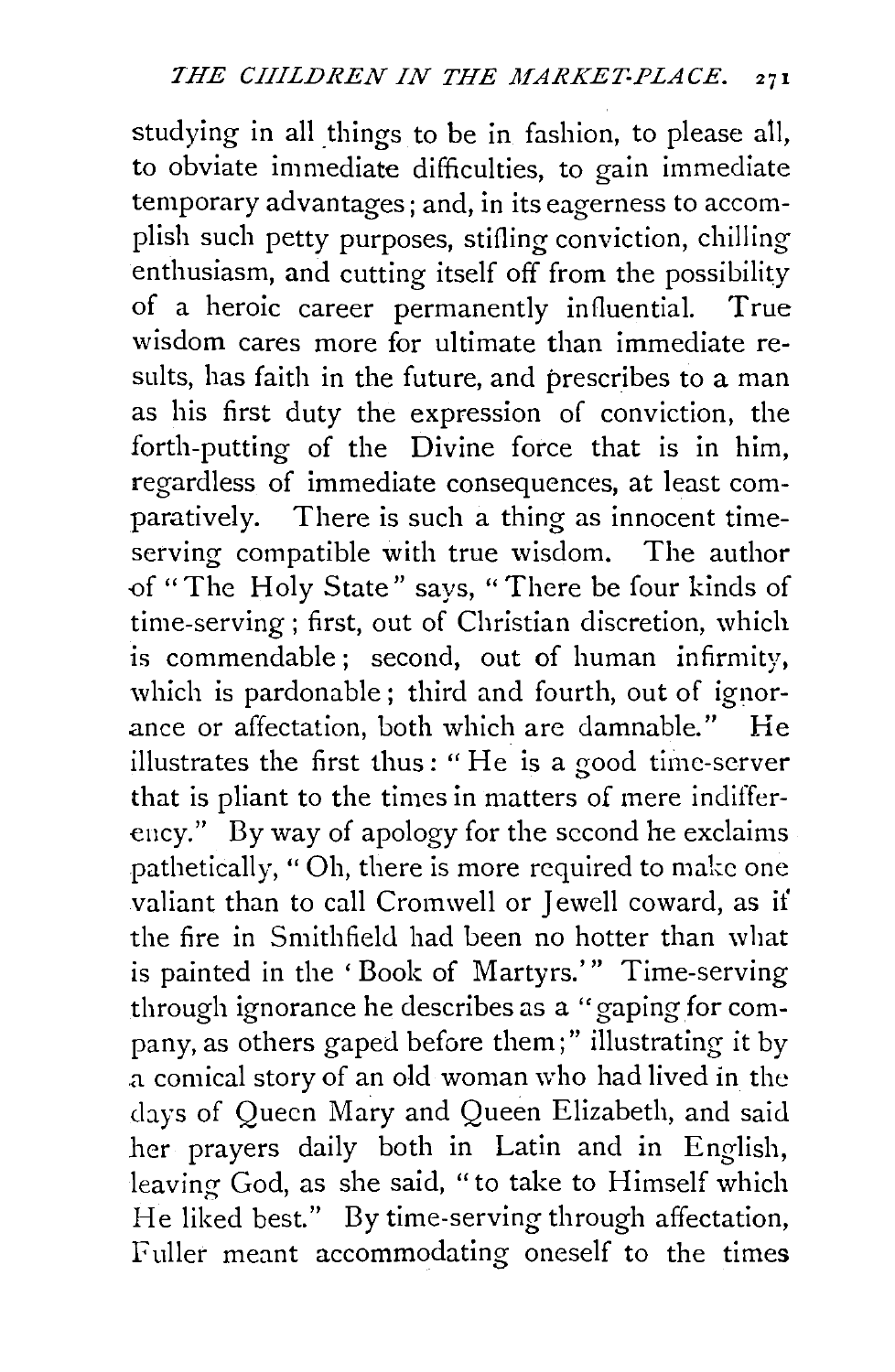studying in all things to be in fashion, to please all, to obviate immediate difficulties, to gain immediate temporary advantages; and, in its eagerness to accomplish such petty purposes, stifling conviction, chilling enthusiasm, and cutting itself off from the possibility of a heroic career permanently influential. True wisdom cares more for ultimate than immediate results, has faith in the future, and prescribes to a man as his first duty the expression of conviction, the forth-putting of the Divine force that is in him, regardless of immediate consequences, at least comparatively. There is such a thing as innocent time-serving compatible with true wisdom. The author of "The Holy State" says, "There be four kinds of time-serving; first, out of Christian discretion, which is commendable; second, out of human infirmity, which is pardonable; third and fourth, out of ignorance or affectation, both which are damnable." He illustrates the first thus: "He is a good time-server that is pliant to the times in matters of mere indifferency." By way of apology for the second he exclaims pathetically, "Oh, there is more required to make one valiant than to call Cromwell or Jewell coward, as if the fire in Smithfield had been no hotter than what is painted in the 'Book of Martyrs.'" Time-serving through ignorance he describes as a "gaping for company, as others gaped before them;" illustrating it by a comical story of an old woman who had lived in the days of Queen Mary and Queen Elizabeth, and said her prayers daily both in Latin and in English, leaving God, as she said, "to take to Himself which He liked best." By time-serving through affectation, Fuller meant accommodating oneself to the times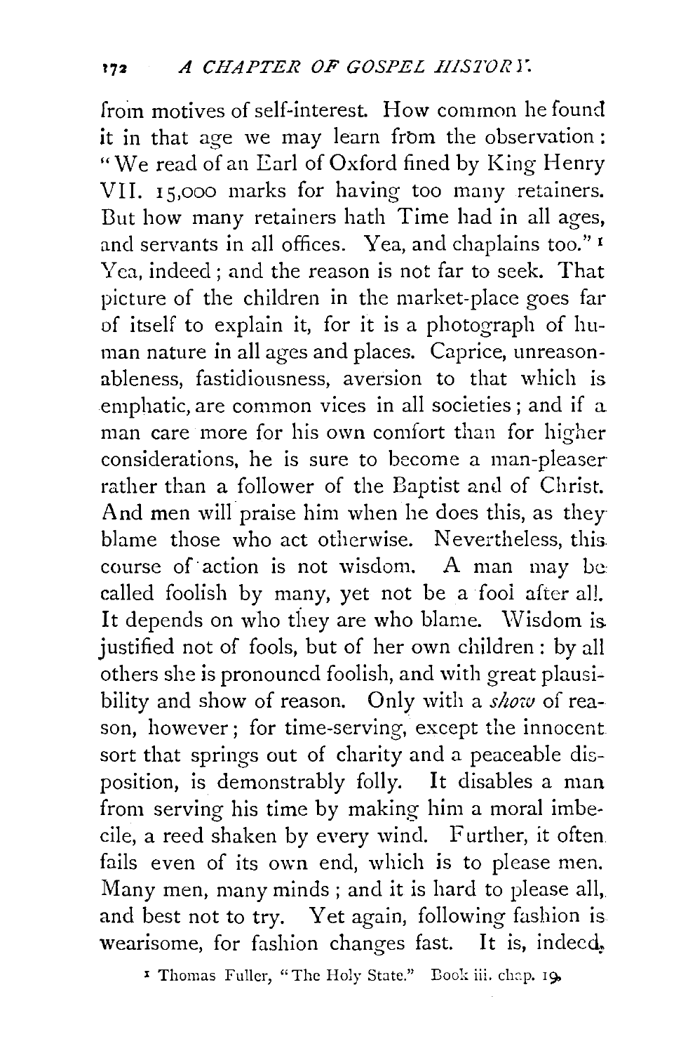from motives of self-interest. How common he found it in that age we may learn from the observation: "We read of an Earl of Oxford fined by King Henry VII. 15,000 marks for having too many retainers. But how many retainers hath Time had in all ages, and servants in all offices. Yea, and chaplains too."[1] Yea, indeed; and the reason is not far to seek. That picture of the children in the market-place goes far of itself to explain it, for it is a photograph of human nature in all ages and places. Caprice, unreasonableness, fastidiousness, aversion to that which is emphatic, are common vices in all societies; and if a man care more for his own comfort than for higher considerations, he is sure to become a man-pleaser rather than a follower of the Baptist and of Christ. And men will praise him when he does this, as they blame those who act otherwise. Nevertheless, this course of action is not wisdom. A man may be called foolish by many, yet not be a fool after all. It depends on who they are who blame. Wisdom is justified not of fools, but of her own children: by all others she is pronouncd foolish, and with great plausibility and show of reason. Only with a *show* of reason, however; for time-serving, except the innocent sort that springs out of charity and a peaceable disposition, is demonstrably folly. It disables a man from serving his time by making him a moral imbecile, a reed shaken by every wind. Further, it often fails even of its own end, which is to please men. Many men, many minds; and it is hard to please all, and best not to try. Yet again, following fashion is wearisome, for fashion changes fast. It is, indeed,

[1] Thomas Fuller, "The Holy State." Book iii. chap. 19.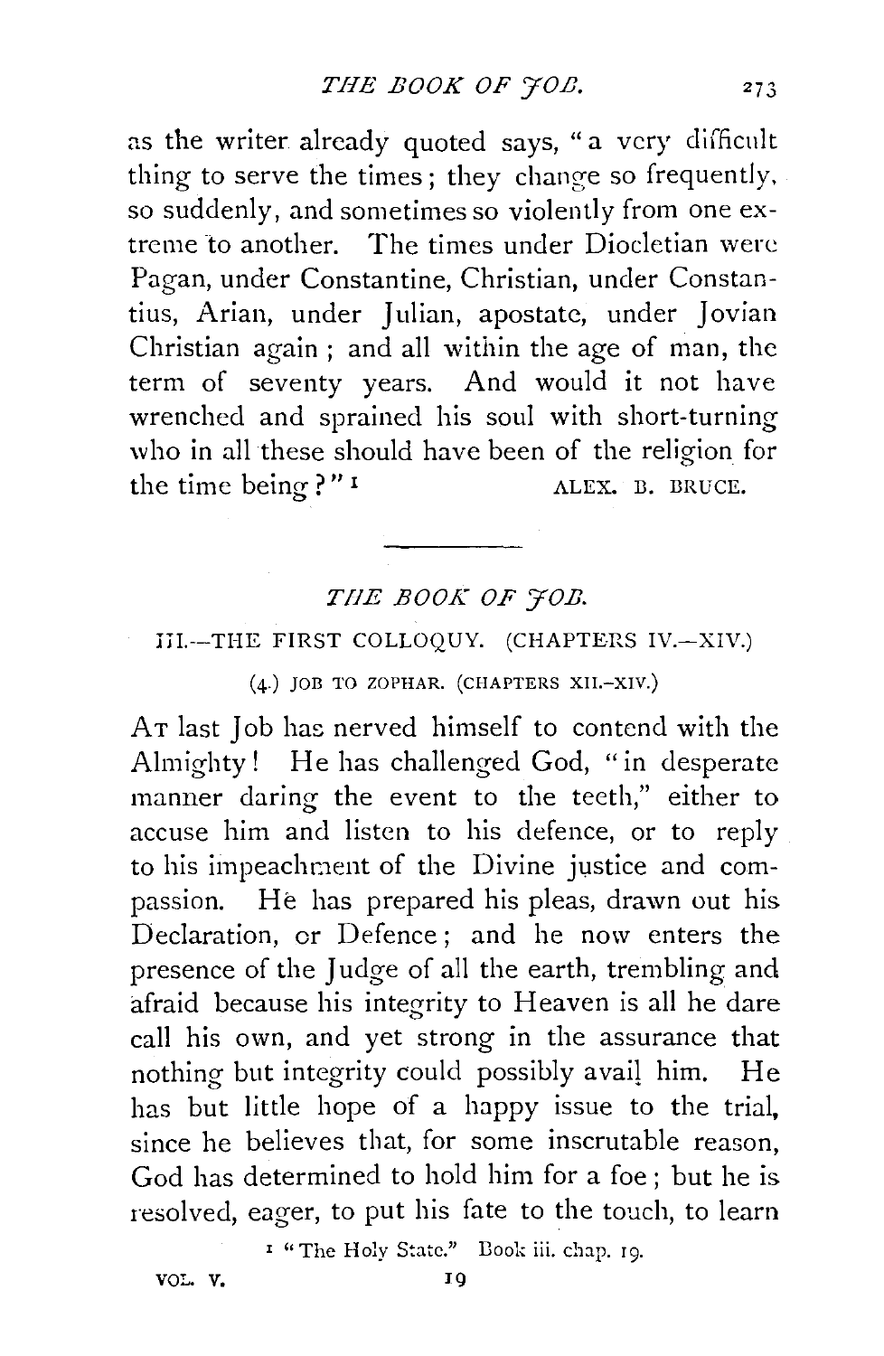as the writer already quoted says, "a very difficult thing to serve the times; they change so frequently, so suddenly, and sometimes so violently from one extreme to another. The times under Diocletian were Pagan, under Constantine, Christian, under Constantius, Arian, under Julian, apostate, under Jovian Christian again; and all within the age of man, the term of seventy years. And would it not have wrenched and sprained his soul with short-turning who in all these should have been of the religion for the time being?" [1]

ALEX. B. BRUCE.

---

## *THE BOOK OF JOB.*

### III.—THE FIRST COLLOQUY. (CHAPTERS IV.—XIV.)

#### (4.) JOB TO ZOPHAR. (CHAPTERS XII.-XIV.)

At last Job has nerved himself to contend with the Almighty! He has challenged God, "in desperate manner daring the event to the teeth," either to accuse him and listen to his defence, or to reply to his impeachment of the Divine justice and compassion. He has prepared his pleas, drawn out his Declaration, or Defence; and he now enters the presence of the Judge of all the earth, trembling and afraid because his integrity to Heaven is all he dare call his own, and yet strong in the assurance that nothing but integrity could possibly avail him. He has but little hope of a happy issue to the trial, since he believes that, for some inscrutable reason, God has determined to hold him for a foe; but he is resolved, eager, to put his fate to the touch, to learn

[1] "The Holy State." Book iii. chap. 19.